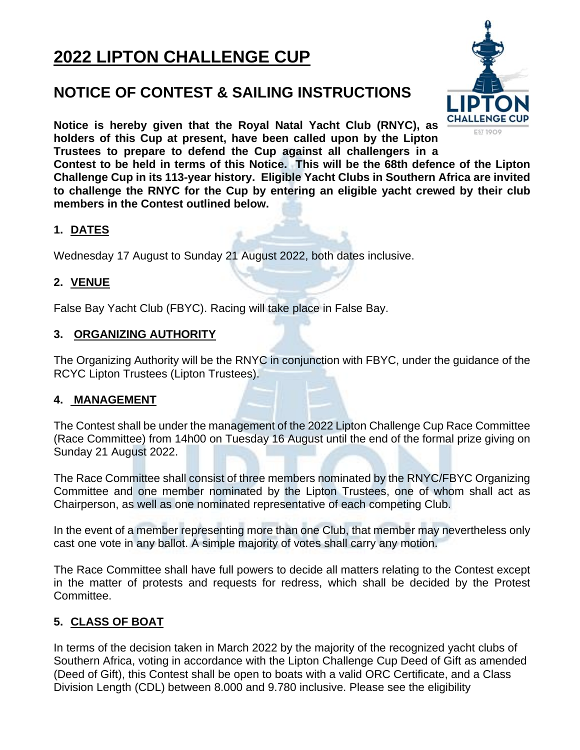# 2022 LIPTON CHALLENGE CUP

## NOTICE OF CONTEST & SAILING INSTRUCTIONS

**Notice is hereby given that the Royal Natal Yacht Club (RNYC), as holders of this Cup at present, have been called upon by the Lipton Trustees to prepare to defend the Cup against all challengers in a Contest to be held in terms of this Notice. This will be the 68th defence of the Lipton Challenge Cup in its 113-year history. Eligible Yacht Clubs in Southern Africa are invited to challenge the RNYC for the Cup by entering an eligible yacht crewed by their club members in the Contest outlined below.**

### 1. DATES

Wednesday 17 August to Sunday 21 August 2022, both dates inclusive.

### 2. VENUE

False Bay Yacht Club (FBYC). Racing will take place in False Bay.

### 3. ORGANIZING AUTHORITY

The Organizing Authority will be the RNYC in conjunction with FBYC, under the guidance of the RCYC Lipton Trustees (Lipton Trustees).

### 4. MANAGEMENT

The Contest shall be under the management of the 2022 Lipton Challenge Cup Race Committee (Race Committee) from 14h00 on Tuesday 16 August until the end of the formal prize giving on Sunday 21 August 2022.

The Race Committee shall consist of three members nominated by the RNYC/FBYC Organizing Committee and one member nominated by the Lipton Trustees, one of whom shall act as Chairperson, as well as one nominated representative of each competing Club.

In the event of a member representing more than one Club, that member may nevertheless only cast one vote in any ballot. A simple majority of votes shall carry any motion.

The Race Committee shall have full powers to decide all matters relating to the Contest except in the matter of protests and requests for redress, which shall be decided by the Protest Committee.

### 5. CLASS OF BOAT

In terms of the decision taken in March 2022 by the majority of the recognized yacht clubs of Southern Africa, voting in accordance with the Lipton Challenge Cup Deed of Gift as amended (Deed of Gift), this Contest shall be open to boats with a valid ORC Certificate, and a Class Division Length (CDL) between 8.000 and 9.780 inclusive. Please see the eligibility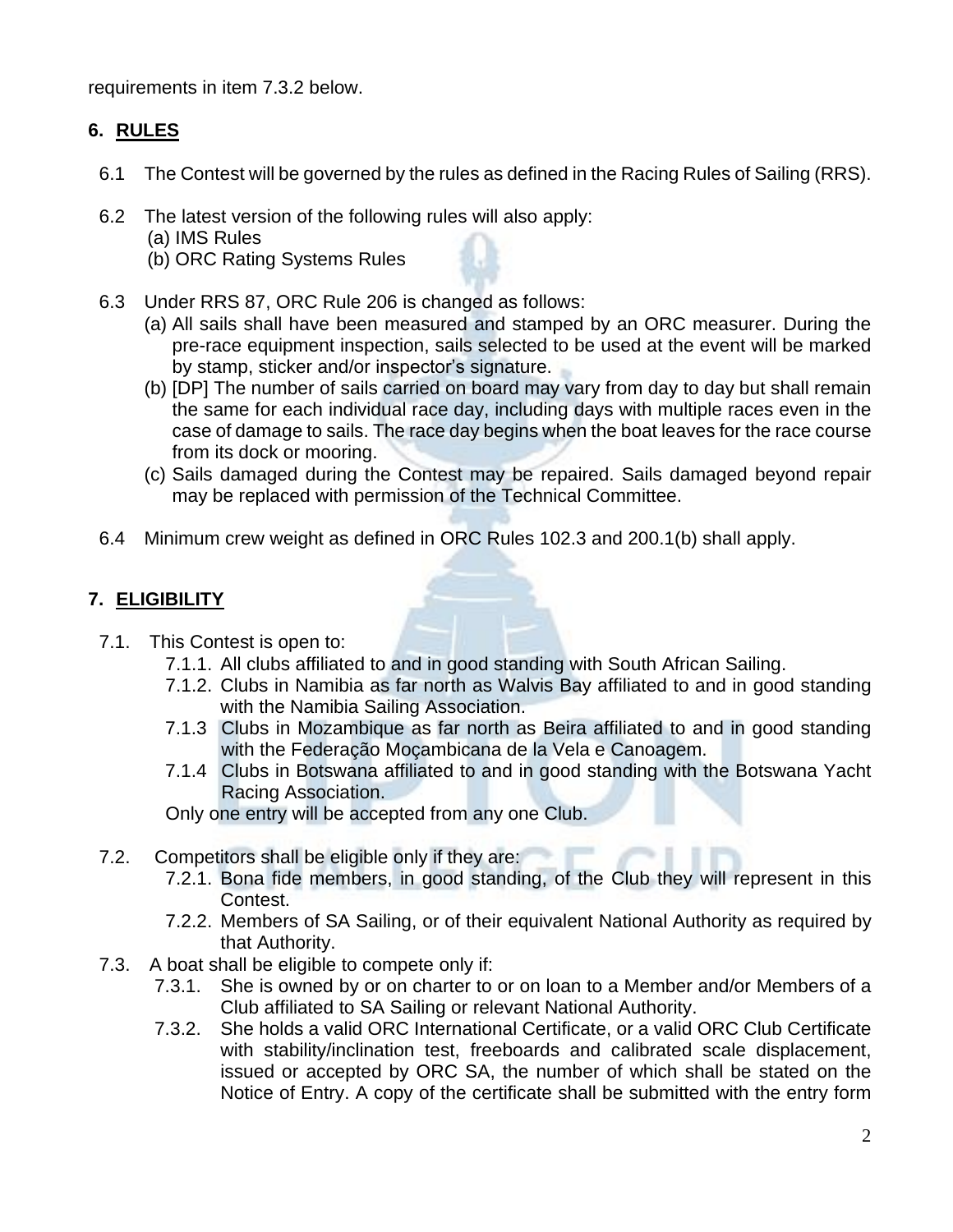requirements in item 7.3.2 below.

## 6. RULES

6.1 The Contest will be governed by the rules as defined in the Racing Rules of Sailing (RRS).

6.2 The latest version of the following rules will also apply:
(a) IMS Rules
(b) ORC Rating Systems Rules

6.3 Under RRS 87, ORC Rule 206 is changed as follows:
(a) All sails shall have been measured and stamped by an ORC measurer. During the pre-race equipment inspection, sails selected to be used at the event will be marked by stamp, sticker and/or inspector's signature.
(b) [DP] The number of sails carried on board may vary from day to day but shall remain the same for each individual race day, including days with multiple races even in the case of damage to sails. The race day begins when the boat leaves for the race course from its dock or mooring.
(c) Sails damaged during the Contest may be repaired. Sails damaged beyond repair may be replaced with permission of the Technical Committee.

6.4 Minimum crew weight as defined in ORC Rules 102.3 and 200.1(b) shall apply.

## 7. ELIGIBILITY

7.1. This Contest is open to:
- 7.1.1. All clubs affiliated to and in good standing with South African Sailing.
- 7.1.2. Clubs in Namibia as far north as Walvis Bay affiliated to and in good standing with the Namibia Sailing Association.
- 7.1.3 Clubs in Mozambique as far north as Beira affiliated to and in good standing with the Federação Moçambicana de la Vela e Canoagem.
- 7.1.4 Clubs in Botswana affiliated to and in good standing with the Botswana Yacht Racing Association.

Only one entry will be accepted from any one Club.

7.2. Competitors shall be eligible only if they are:
- 7.2.1. Bona fide members, in good standing, of the Club they will represent in this Contest.
- 7.2.2. Members of SA Sailing, or of their equivalent National Authority as required by that Authority.

7.3. A boat shall be eligible to compete only if:
- 7.3.1. She is owned by or on charter to or on loan to a Member and/or Members of a Club affiliated to SA Sailing or relevant National Authority.
- 7.3.2. She holds a valid ORC International Certificate, or a valid ORC Club Certificate with stability/inclination test, freeboards and calibrated scale displacement, issued or accepted by ORC SA, the number of which shall be stated on the Notice of Entry. A copy of the certificate shall be submitted with the entry form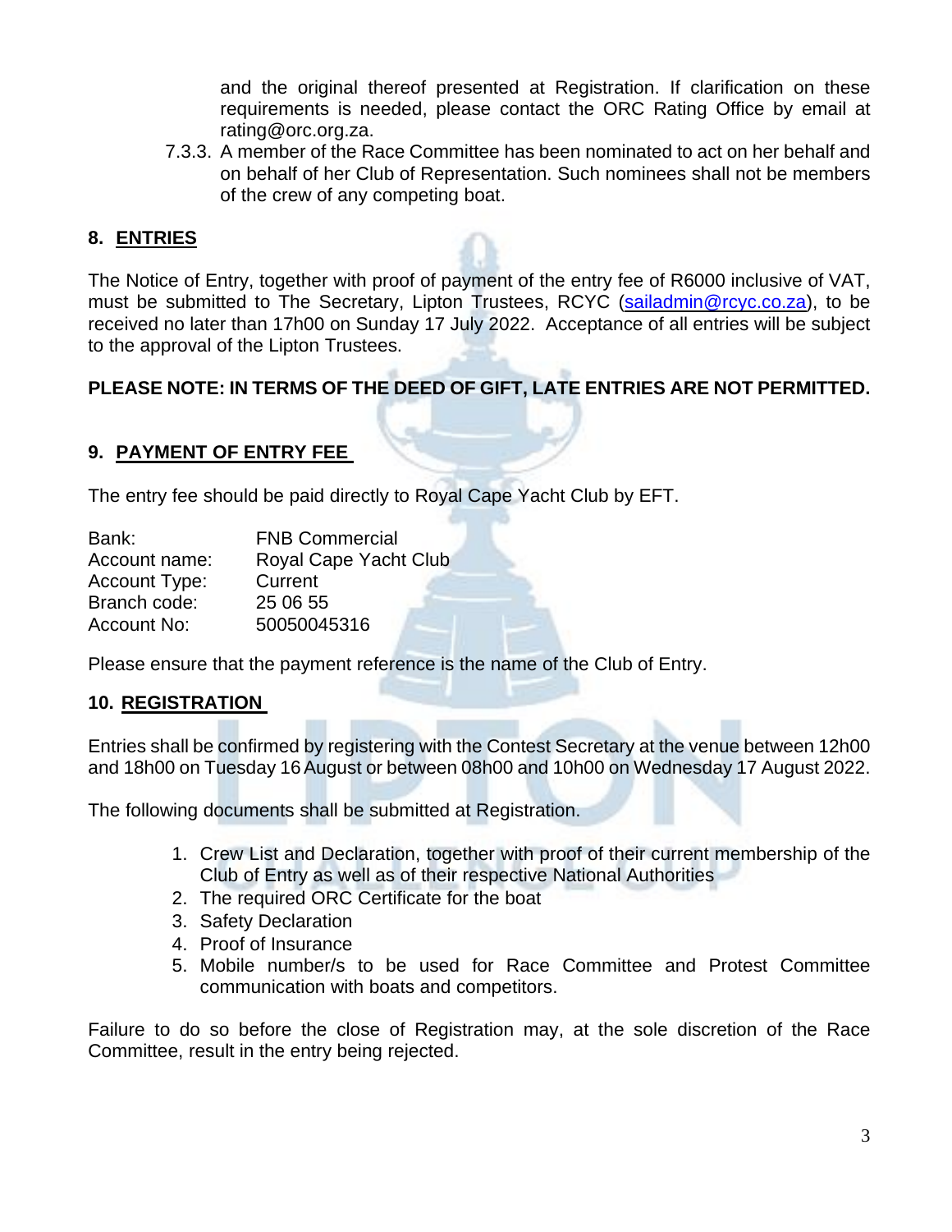and the original thereof presented at Registration. If clarification on these requirements is needed, please contact the ORC Rating Office by email at rating@orc.org.za.

7.3.3. A member of the Race Committee has been nominated to act on her behalf and on behalf of her Club of Representation. Such nominees shall not be members of the crew of any competing boat.

## 8. ENTRIES

The Notice of Entry, together with proof of payment of the entry fee of R6000 inclusive of VAT, must be submitted to The Secretary, Lipton Trustees, RCYC (sailadmin@rcyc.co.za), to be received no later than 17h00 on Sunday 17 July 2022. Acceptance of all entries will be subject to the approval of the Lipton Trustees.

**PLEASE NOTE: IN TERMS OF THE DEED OF GIFT, LATE ENTRIES ARE NOT PERMITTED.**

## 9. PAYMENT OF ENTRY FEE

The entry fee should be paid directly to Royal Cape Yacht Club by EFT.

| | |
|---|---|
| Bank: | FNB Commercial |
| Account name: | Royal Cape Yacht Club |
| Account Type: | Current |
| Branch code: | 25 06 55 |
| Account No: | 50050045316 |

Please ensure that the payment reference is the name of the Club of Entry.

## 10. REGISTRATION

Entries shall be confirmed by registering with the Contest Secretary at the venue between 12h00 and 18h00 on Tuesday 16 August or between 08h00 and 10h00 on Wednesday 17 August 2022.

The following documents shall be submitted at Registration.

1. Crew List and Declaration, together with proof of their current membership of the Club of Entry as well as of their respective National Authorities
2. The required ORC Certificate for the boat
3. Safety Declaration
4. Proof of Insurance
5. Mobile number/s to be used for Race Committee and Protest Committee communication with boats and competitors.

Failure to do so before the close of Registration may, at the sole discretion of the Race Committee, result in the entry being rejected.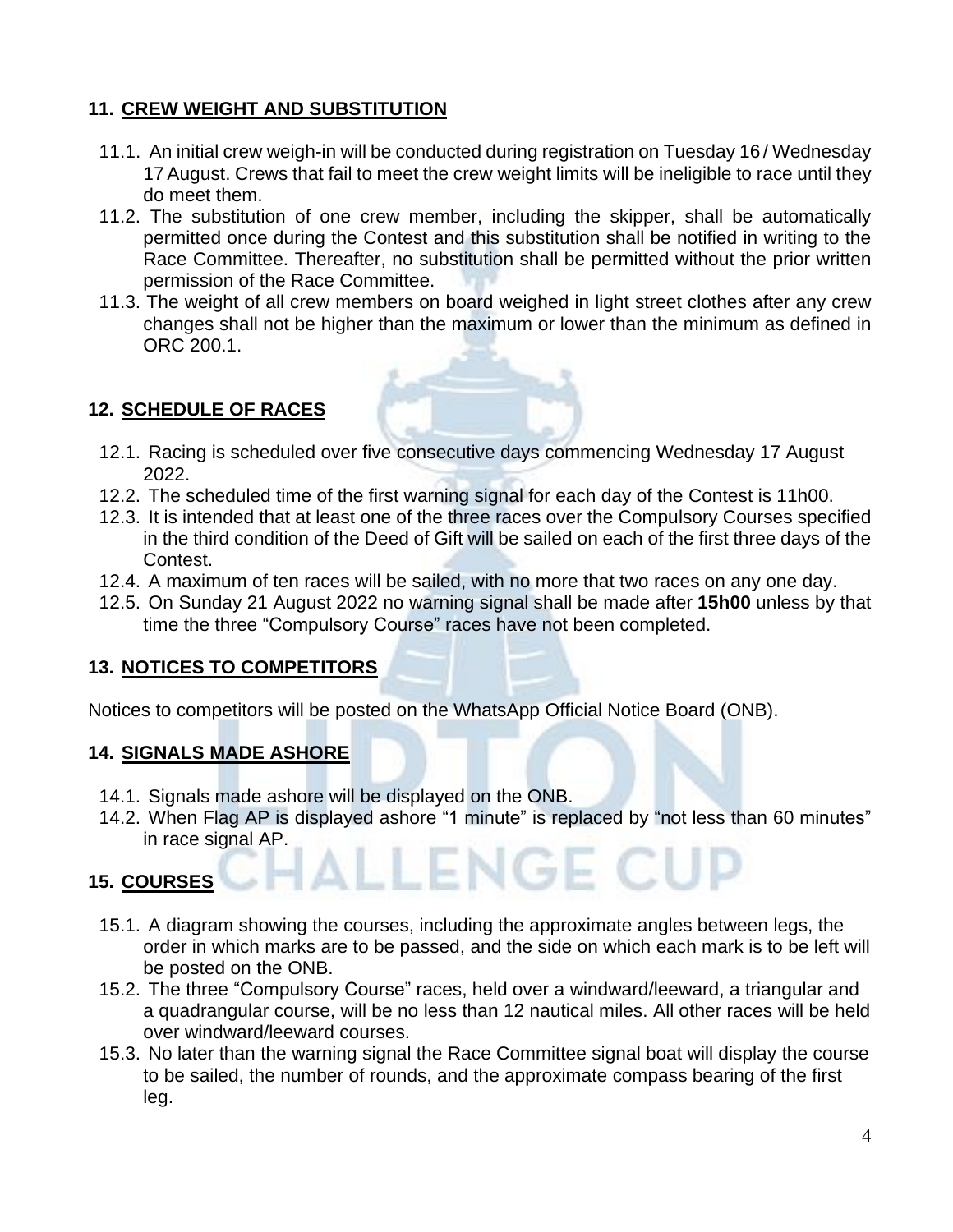## 11. CREW WEIGHT AND SUBSTITUTION

11.1. An initial crew weigh-in will be conducted during registration on Tuesday 16 / Wednesday 17 August. Crews that fail to meet the crew weight limits will be ineligible to race until they do meet them.

11.2. The substitution of one crew member, including the skipper, shall be automatically permitted once during the Contest and this substitution shall be notified in writing to the Race Committee. Thereafter, no substitution shall be permitted without the prior written permission of the Race Committee.

11.3. The weight of all crew members on board weighed in light street clothes after any crew changes shall not be higher than the maximum or lower than the minimum as defined in ORC 200.1.

## 12. SCHEDULE OF RACES

12.1. Racing is scheduled over five consecutive days commencing Wednesday 17 August 2022.

12.2. The scheduled time of the first warning signal for each day of the Contest is 11h00.

12.3. It is intended that at least one of the three races over the Compulsory Courses specified in the third condition of the Deed of Gift will be sailed on each of the first three days of the Contest.

12.4. A maximum of ten races will be sailed, with no more that two races on any one day.

12.5. On Sunday 21 August 2022 no warning signal shall be made after **15h00** unless by that time the three "Compulsory Course" races have not been completed.

## 13. NOTICES TO COMPETITORS

Notices to competitors will be posted on the WhatsApp Official Notice Board (ONB).

## 14. SIGNALS MADE ASHORE

14.1. Signals made ashore will be displayed on the ONB.

14.2. When Flag AP is displayed ashore "1 minute" is replaced by "not less than 60 minutes" in race signal AP.

## 15. COURSES

15.1. A diagram showing the courses, including the approximate angles between legs, the order in which marks are to be passed, and the side on which each mark is to be left will be posted on the ONB.

15.2. The three "Compulsory Course" races, held over a windward/leeward, a triangular and a quadrangular course, will be no less than 12 nautical miles. All other races will be held over windward/leeward courses.

15.3. No later than the warning signal the Race Committee signal boat will display the course to be sailed, the number of rounds, and the approximate compass bearing of the first leg.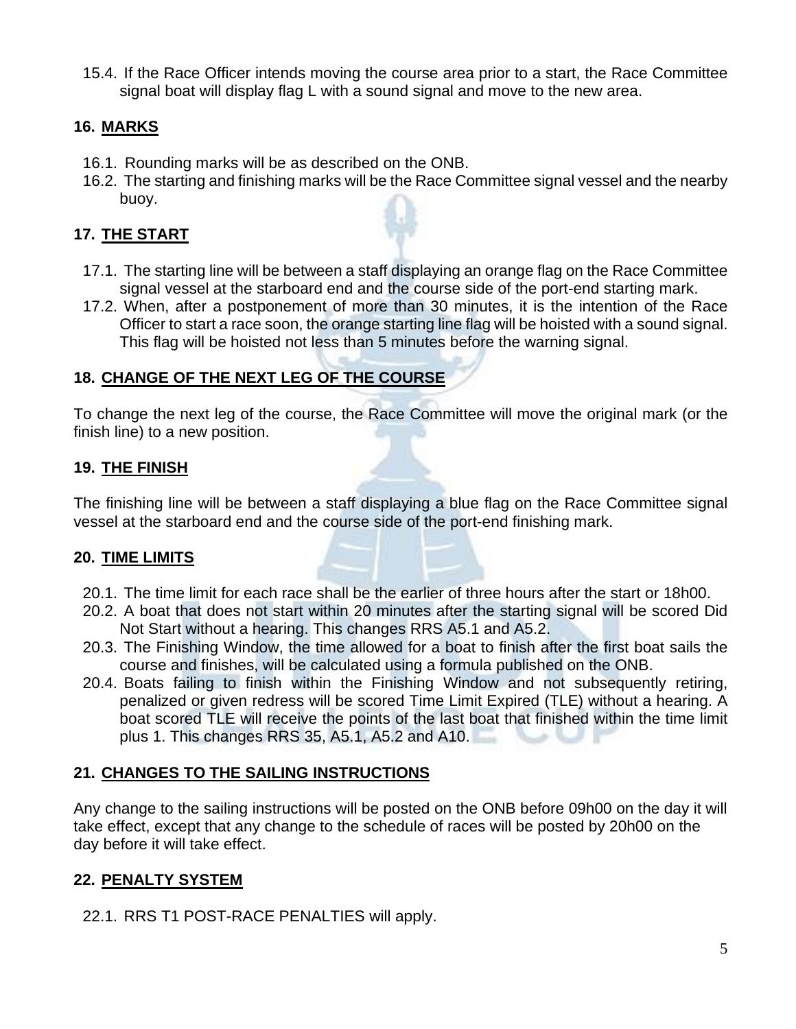15.4. If the Race Officer intends moving the course area prior to a start, the Race Committee signal boat will display flag L with a sound signal and move to the new area.

## 16. MARKS

16.1. Rounding marks will be as described on the ONB.
16.2. The starting and finishing marks will be the Race Committee signal vessel and the nearby buoy.

## 17. THE START

17.1. The starting line will be between a staff displaying an orange flag on the Race Committee signal vessel at the starboard end and the course side of the port-end starting mark.
17.2. When, after a postponement of more than 30 minutes, it is the intention of the Race Officer to start a race soon, the orange starting line flag will be hoisted with a sound signal. This flag will be hoisted not less than 5 minutes before the warning signal.

## 18. CHANGE OF THE NEXT LEG OF THE COURSE

To change the next leg of the course, the Race Committee will move the original mark (or the finish line) to a new position.

## 19. THE FINISH

The finishing line will be between a staff displaying a blue flag on the Race Committee signal vessel at the starboard end and the course side of the port-end finishing mark.

## 20. TIME LIMITS

20.1. The time limit for each race shall be the earlier of three hours after the start or 18h00.
20.2. A boat that does not start within 20 minutes after the starting signal will be scored Did Not Start without a hearing. This changes RRS A5.1 and A5.2.
20.3. The Finishing Window, the time allowed for a boat to finish after the first boat sails the course and finishes, will be calculated using a formula published on the ONB.
20.4. Boats failing to finish within the Finishing Window and not subsequently retiring, penalized or given redress will be scored Time Limit Expired (TLE) without a hearing. A boat scored TLE will receive the points of the last boat that finished within the time limit plus 1. This changes RRS 35, A5.1, A5.2 and A10.

## 21. CHANGES TO THE SAILING INSTRUCTIONS

Any change to the sailing instructions will be posted on the ONB before 09h00 on the day it will take effect, except that any change to the schedule of races will be posted by 20h00 on the day before it will take effect.

## 22. PENALTY SYSTEM

22.1. RRS T1 POST-RACE PENALTIES will apply.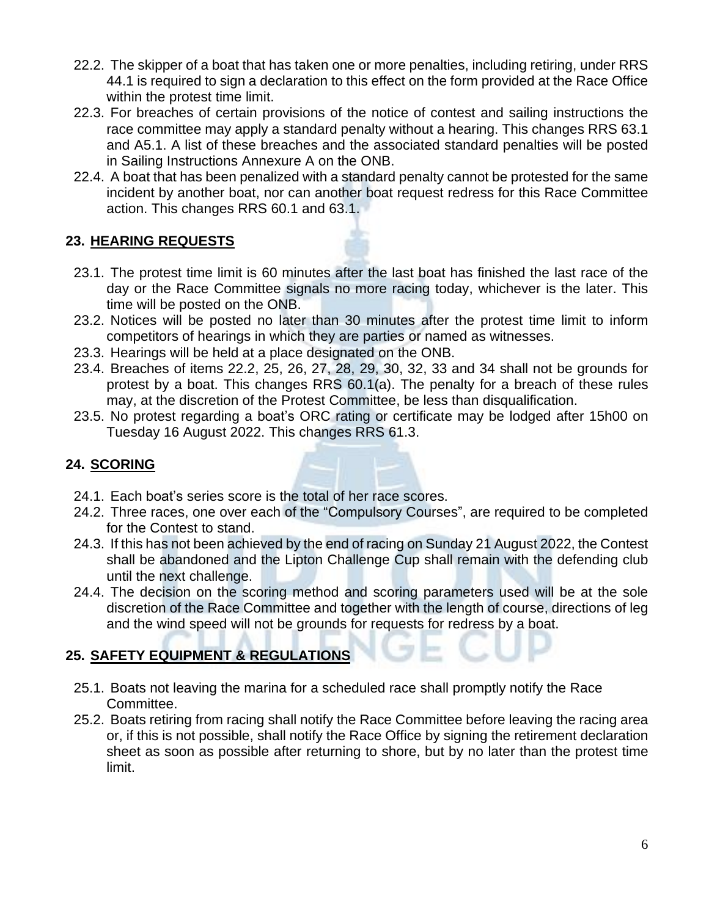22.2. The skipper of a boat that has taken one or more penalties, including retiring, under RRS 44.1 is required to sign a declaration to this effect on the form provided at the Race Office within the protest time limit.

22.3. For breaches of certain provisions of the notice of contest and sailing instructions the race committee may apply a standard penalty without a hearing. This changes RRS 63.1 and A5.1. A list of these breaches and the associated standard penalties will be posted in Sailing Instructions Annexure A on the ONB.

22.4. A boat that has been penalized with a standard penalty cannot be protested for the same incident by another boat, nor can another boat request redress for this Race Committee action. This changes RRS 60.1 and 63.1.

## 23. HEARING REQUESTS

23.1. The protest time limit is 60 minutes after the last boat has finished the last race of the day or the Race Committee signals no more racing today, whichever is the later. This time will be posted on the ONB.

23.2. Notices will be posted no later than 30 minutes after the protest time limit to inform competitors of hearings in which they are parties or named as witnesses.

23.3. Hearings will be held at a place designated on the ONB.

23.4. Breaches of items 22.2, 25, 26, 27, 28, 29, 30, 32, 33 and 34 shall not be grounds for protest by a boat. This changes RRS 60.1(a). The penalty for a breach of these rules may, at the discretion of the Protest Committee, be less than disqualification.

23.5. No protest regarding a boat's ORC rating or certificate may be lodged after 15h00 on Tuesday 16 August 2022. This changes RRS 61.3.

## 24. SCORING

24.1. Each boat's series score is the total of her race scores.

24.2. Three races, one over each of the "Compulsory Courses", are required to be completed for the Contest to stand.

24.3. If this has not been achieved by the end of racing on Sunday 21 August 2022, the Contest shall be abandoned and the Lipton Challenge Cup shall remain with the defending club until the next challenge.

24.4. The decision on the scoring method and scoring parameters used will be at the sole discretion of the Race Committee and together with the length of course, directions of leg and the wind speed will not be grounds for requests for redress by a boat.

## 25. SAFETY EQUIPMENT & REGULATIONS

25.1. Boats not leaving the marina for a scheduled race shall promptly notify the Race Committee.

25.2. Boats retiring from racing shall notify the Race Committee before leaving the racing area or, if this is not possible, shall notify the Race Office by signing the retirement declaration sheet as soon as possible after returning to shore, but by no later than the protest time limit.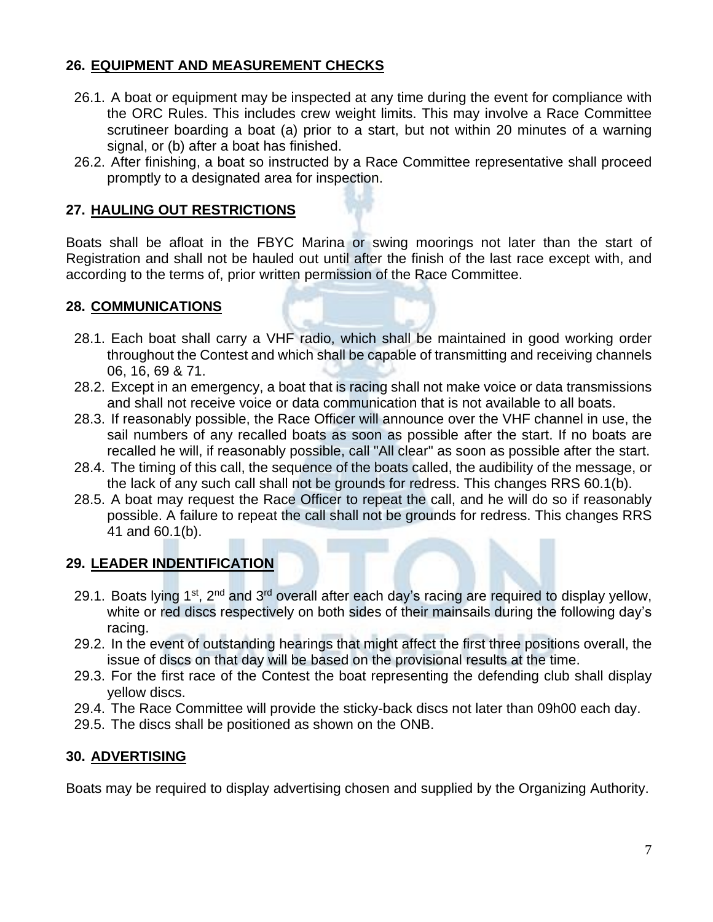## 26. EQUIPMENT AND MEASUREMENT CHECKS

26.1. A boat or equipment may be inspected at any time during the event for compliance with the ORC Rules. This includes crew weight limits. This may involve a Race Committee scrutineer boarding a boat (a) prior to a start, but not within 20 minutes of a warning signal, or (b) after a boat has finished.

26.2. After finishing, a boat so instructed by a Race Committee representative shall proceed promptly to a designated area for inspection.

## 27. HAULING OUT RESTRICTIONS

Boats shall be afloat in the FBYC Marina or swing moorings not later than the start of Registration and shall not be hauled out until after the finish of the last race except with, and according to the terms of, prior written permission of the Race Committee.

## 28. COMMUNICATIONS

28.1. Each boat shall carry a VHF radio, which shall be maintained in good working order throughout the Contest and which shall be capable of transmitting and receiving channels 06, 16, 69 & 71.

28.2. Except in an emergency, a boat that is racing shall not make voice or data transmissions and shall not receive voice or data communication that is not available to all boats.

28.3. If reasonably possible, the Race Officer will announce over the VHF channel in use, the sail numbers of any recalled boats as soon as possible after the start. If no boats are recalled he will, if reasonably possible, call "All clear" as soon as possible after the start.

28.4. The timing of this call, the sequence of the boats called, the audibility of the message, or the lack of any such call shall not be grounds for redress. This changes RRS 60.1(b).

28.5. A boat may request the Race Officer to repeat the call, and he will do so if reasonably possible. A failure to repeat the call shall not be grounds for redress. This changes RRS 41 and 60.1(b).

## 29. LEADER INDENTIFICATION

29.1. Boats lying 1st, 2nd and 3rd overall after each day's racing are required to display yellow, white or red discs respectively on both sides of their mainsails during the following day's racing.

29.2. In the event of outstanding hearings that might affect the first three positions overall, the issue of discs on that day will be based on the provisional results at the time.

29.3. For the first race of the Contest the boat representing the defending club shall display yellow discs.

29.4. The Race Committee will provide the sticky-back discs not later than 09h00 each day.

29.5. The discs shall be positioned as shown on the ONB.

## 30. ADVERTISING

Boats may be required to display advertising chosen and supplied by the Organizing Authority.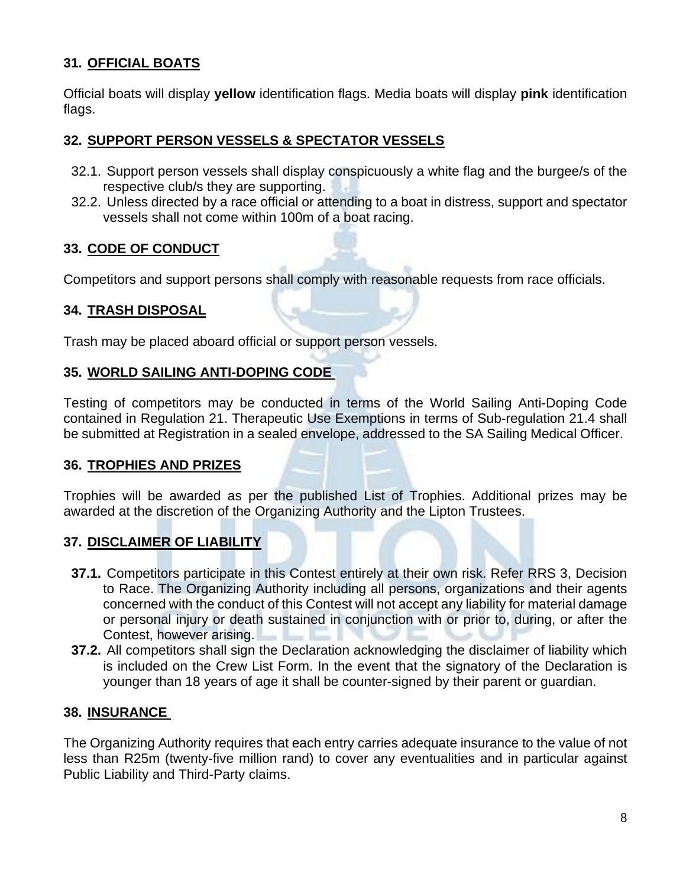## 31. OFFICIAL BOATS

Official boats will display **yellow** identification flags. Media boats will display **pink** identification flags.

## 32. SUPPORT PERSON VESSELS & SPECTATOR VESSELS

32.1. Support person vessels shall display conspicuously a white flag and the burgee/s of the respective club/s they are supporting.

32.2. Unless directed by a race official or attending to a boat in distress, support and spectator vessels shall not come within 100m of a boat racing.

## 33. CODE OF CONDUCT

Competitors and support persons shall comply with reasonable requests from race officials.

## 34. TRASH DISPOSAL

Trash may be placed aboard official or support person vessels.

## 35. WORLD SAILING ANTI-DOPING CODE

Testing of competitors may be conducted in terms of the World Sailing Anti-Doping Code contained in Regulation 21. Therapeutic Use Exemptions in terms of Sub-regulation 21.4 shall be submitted at Registration in a sealed envelope, addressed to the SA Sailing Medical Officer.

## 36. TROPHIES AND PRIZES

Trophies will be awarded as per the published List of Trophies. Additional prizes may be awarded at the discretion of the Organizing Authority and the Lipton Trustees.

## 37. DISCLAIMER OF LIABILITY

**37.1.** Competitors participate in this Contest entirely at their own risk. Refer RRS 3, Decision to Race. The Organizing Authority including all persons, organizations and their agents concerned with the conduct of this Contest will not accept any liability for material damage or personal injury or death sustained in conjunction with or prior to, during, or after the Contest, however arising.

**37.2.** All competitors shall sign the Declaration acknowledging the disclaimer of liability which is included on the Crew List Form. In the event that the signatory of the Declaration is younger than 18 years of age it shall be counter-signed by their parent or guardian.

## 38. INSURANCE

The Organizing Authority requires that each entry carries adequate insurance to the value of not less than R25m (twenty-five million rand) to cover any eventualities and in particular against Public Liability and Third-Party claims.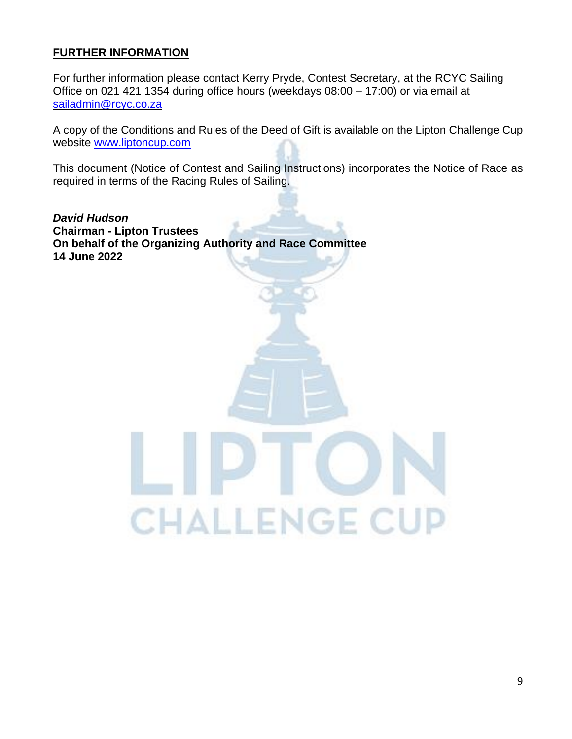## FURTHER INFORMATION

For further information please contact Kerry Pryde, Contest Secretary, at the RCYC Sailing Office on 021 421 1354 during office hours (weekdays 08:00 – 17:00) or via email at [sailadmin@rcyc.co.za](mailto:sailadmin@rcyc.co.za)

A copy of the Conditions and Rules of the Deed of Gift is available on the Lipton Challenge Cup website [www.liptoncup.com](http://www.liptoncup.com)

This document (Notice of Contest and Sailing Instructions) incorporates the Notice of Race as required in terms of the Racing Rules of Sailing.

***David Hudson***
**Chairman - Lipton Trustees**
**On behalf of the Organizing Authority and Race Committee**
**14 June 2022**